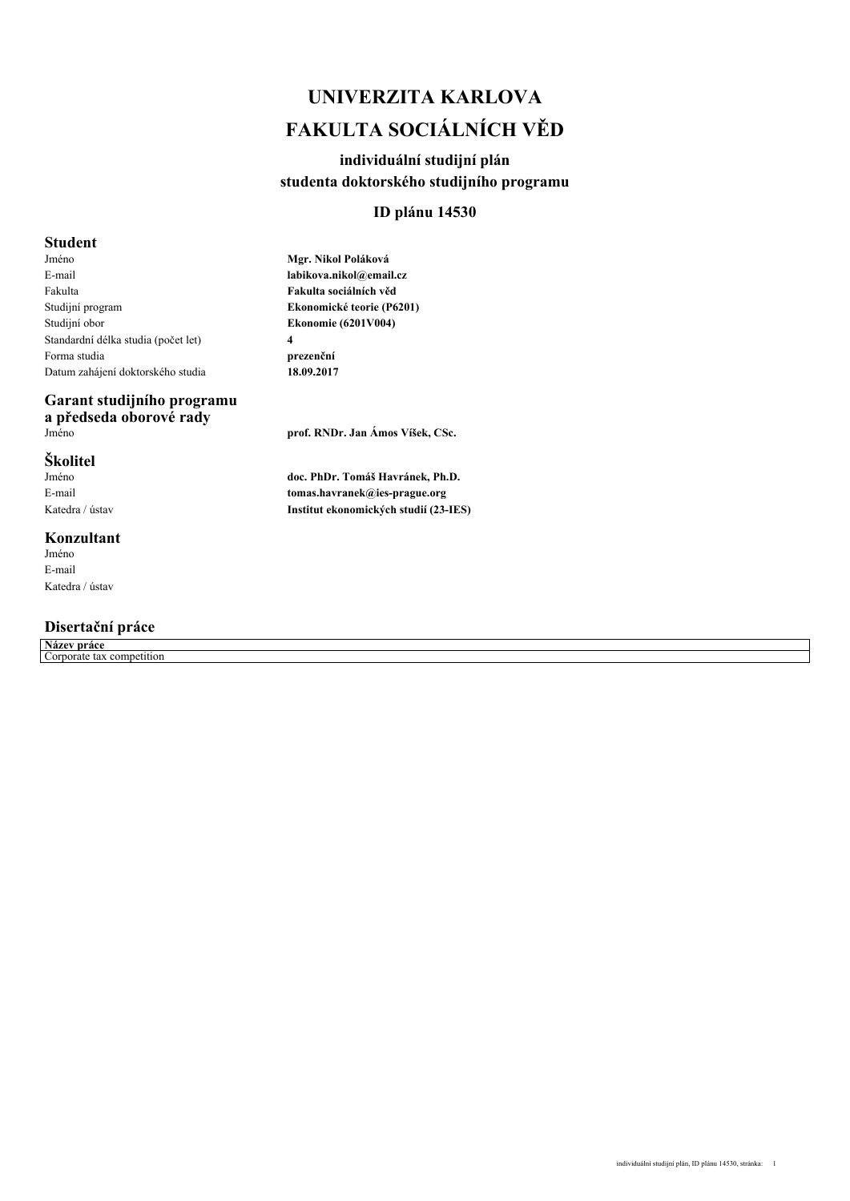# UNIVERZITA KARLOVA

# FAKULTA SOCIÁLNÍCH VĚD

### individuální studijní plán studenta doktorského studijního programu

### ID plánu 14530

## Student

| | |
|---|---|
| Jméno | **Mgr. Nikol Poláková** |
| E-mail | **labikova.nikol@email.cz** |
| Fakulta | **Fakulta sociálních věd** |
| Studijní program | **Ekonomické teorie (P6201)** |
| Studijní obor | **Ekonomie (6201V004)** |
| Standardní délka studia (počet let) | **4** |
| Forma studia | **prezenční** |
| Datum zahájení doktorského studia | **18.09.2017** |

## Garant studijního programu a předseda oborové rady

| | |
|---|---|
| Jméno | **prof. RNDr. Jan Ámos Víšek, CSc.** |

## Školitel

| | |
|---|---|
| Jméno | **doc. PhDr. Tomáš Havránek, Ph.D.** |
| E-mail | **tomas.havranek@ies-prague.org** |
| Katedra / ústav | **Institut ekonomických studií (23-IES)** |

## Konzultant

| | |
|---|---|
| Jméno | |
| E-mail | |
| Katedra / ústav | |

## Disertační práce

| Název práce |
|---|
| Corporate tax competition |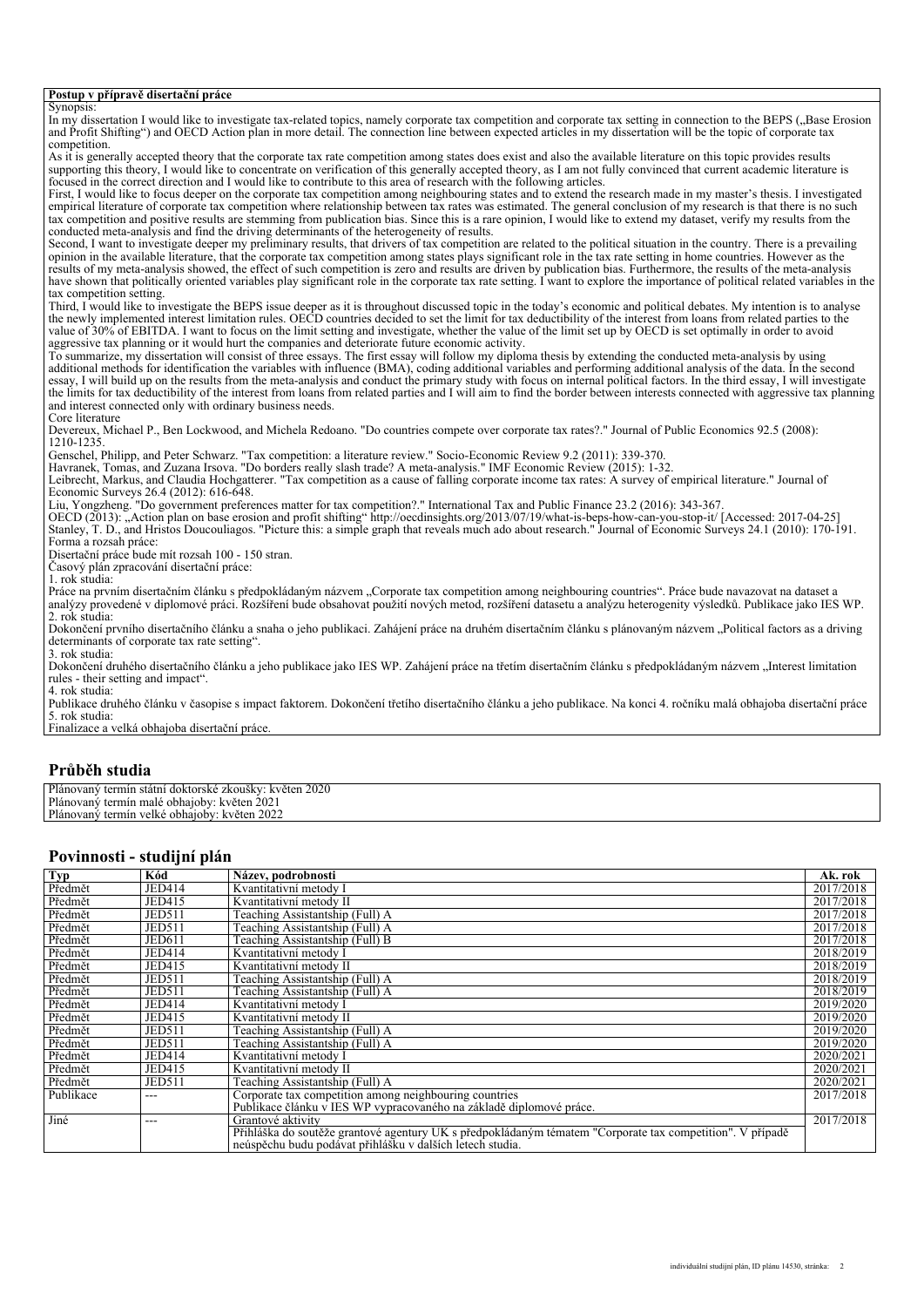| Postup v přípravě disertační práce |
|---|
| Synopsis:<br>In my dissertation I would like to investigate tax-related topics, namely corporate tax competition and corporate tax setting in connection to the BEPS („Base Erosion and Profit Shifting") and OECD Action plan in more detail. The connection line between expected articles in my dissertation will be the topic of corporate tax competition.<br>As it is generally accepted theory that the corporate tax rate competition among states does exist and also the available literature on this topic provides results supporting this theory, I would like to concentrate on verification of this generally accepted theory, as I am not fully convinced that current academic literature is focused in the correct direction and I would like to contribute to this area of research with the following articles.<br>First, I would like to focus deeper on the corporate tax competition among neighbouring states and to extend the research made in my master's thesis. I investigated empirical literature of corporate tax competition where relationship between tax rates was estimated. The general conclusion of my research is that there is no such tax competition and positive results are stemming from publication bias. Since this is a rare opinion, I would like to extend my dataset, verify my results from the conducted meta-analysis and find the driving determinants of the heterogeneity of results.<br>Second, I want to investigate deeper my preliminary results, that drivers of tax competition are related to the political situation in the country. There is a prevailing opinion in the available literature, that the corporate tax competition among states plays significant role in the tax rate setting in home countries. However as the results of my meta-analysis showed, the effect of such competition is zero and results are driven by publication bias. Furthermore, the results of the meta-analysis have shown that politically oriented variables play significant role in the corporate tax rate setting. I want to explore the importance of political related variables in the tax competition setting.<br>Third, I would like to investigate the BEPS issue deeper as it is throughout discussed topic in the today's economic and political debates. My intention is to analyse the newly implemented interest limitation rules. OECD countries decided to set the limit for tax deductibility of the interest from loans from related parties to the value of 30% of EBITDA. I want to focus on the limit setting and investigate, whether the value of the limit set up by OECD is set optimally in order to avoid aggressive tax planning or it would hurt the companies and deteriorate future economic activity.<br>To summarize, my dissertation will consist of three essays. The first essay will follow my diploma thesis by extending the conducted meta-analysis by using additional methods for identification the variables with influence (BMA), coding additional variables and performing additional analysis of the data. In the second essay, I will build up on the results from the meta-analysis and conduct the primary study with focus on internal political factors. In the third essay, I will investigate the limits for tax deductibility of the interest from loans from related parties and I will aim to find the border between interests connected with aggressive tax planning and interest connected only with ordinary business needs.<br>Core literature<br>Devereux, Michael P., Ben Lockwood, and Michela Redoano. "Do countries compete over corporate tax rates?." Journal of Public Economics 92.5 (2008): 1210-1235.<br>Genschel, Philipp, and Peter Schwarz. "Tax competition: a literature review." Socio-Economic Review 9.2 (2011): 339-370.<br>Havranek, Tomas, and Zuzana Irsova. "Do borders really slash trade? A meta-analysis." IMF Economic Review (2015): 1-32.<br>Leibrecht, Markus, and Claudia Hochgatterer. "Tax competition as a cause of falling corporate income tax rates: A survey of empirical literature." Journal of Economic Surveys 26.4 (2012): 616-648.<br>Liu, Yongzheng. "Do government preferences matter for tax competition?." International Tax and Public Finance 23.2 (2016): 343-367.<br>OECD (2013): „Action plan on base erosion and profit shifting" http://oecdinsights.org/2013/07/19/what-is-beps-how-can-you-stop-it/ [Accessed: 2017-04-25]<br>Stanley, T. D., and Hristos Doucouliagos. "Picture this: a simple graph that reveals much ado about research." Journal of Economic Surveys 24.1 (2010): 170-191.<br>Forma a rozsah práce:<br>Disertační práce bude mít rozsah 100 - 150 stran.<br>Časový plán zpracování disertační práce:<br>1. rok studia:<br>Práce na prvním disertačním článku s předpokládaným názvem „Corporate tax competition among neighbouring countries". Práce bude navazovat na dataset a analýzy provedené v diplomové práci. Rozšíření bude obsahovat použití nových metod, rozšíření datasetu a analýzu heterogenity výsledků. Publikace jako IES WP.<br>2. rok studia:<br>Dokončení prvního disertačního článku a snaha o jeho publikaci. Zahájení práce na druhém disertačním článku s plánovaným názvem „Political factors as a driving determinants of corporate tax rate setting".<br>3. rok studia:<br>Dokončení druhého disertačního článku a jeho publikace jako IES WP. Zahájení práce na třetím disertačním článku s předpokládaným názvem „Interest limitation rules - their setting and impact".<br>4. rok studia:<br>Publikace druhého článku v časopise s impact faktorem. Dokončení třetího disertačního článku a jeho publikace. Na konci 4. ročníku malá obhajoba disertační práce<br>5. rok studia:<br>Finalizace a velká obhajoba disertační práce. |

## Průběh studia

| |
|---|
| Plánovaný termín státní doktorské zkoušky: květen 2020<br>Plánovaný termín malé obhajoby: květen 2021<br>Plánovaný termín velké obhajoby: květen 2022 |

## Povinnosti - studijní plán

| Typ | Kód | Název, podrobnosti | Ak. rok |
|---|---|---|---|
| Předmět | JED414 | Kvantitativní metody I | 2017/2018 |
| Předmět | JED415 | Kvantitativní metody II | 2017/2018 |
| Předmět | JED511 | Teaching Assistantship (Full) A | 2017/2018 |
| Předmět | JED511 | Teaching Assistantship (Full) A | 2017/2018 |
| Předmět | JED611 | Teaching Assistantship (Full) B | 2017/2018 |
| Předmět | JED414 | Kvantitativní metody I | 2018/2019 |
| Předmět | JED415 | Kvantitativní metody II | 2018/2019 |
| Předmět | JED511 | Teaching Assistantship (Full) A | 2018/2019 |
| Předmět | JED511 | Teaching Assistantship (Full) A | 2018/2019 |
| Předmět | JED414 | Kvantitativní metody I | 2019/2020 |
| Předmět | JED415 | Kvantitativní metody II | 2019/2020 |
| Předmět | JED511 | Teaching Assistantship (Full) A | 2019/2020 |
| Předmět | JED511 | Teaching Assistantship (Full) A | 2019/2020 |
| Předmět | JED414 | Kvantitativní metody I | 2020/2021 |
| Předmět | JED415 | Kvantitativní metody II | 2020/2021 |
| Předmět | JED511 | Teaching Assistantship (Full) A | 2020/2021 |
| Publikace | --- | Corporate tax competition among neighbouring countries<br>Publikace článku v IES WP vypracovaného na základě diplomové práce. | 2017/2018 |
| Jiné | --- | Grantové aktivity<br>Přihláška do soutěže grantové agentury UK s předpokládaným tématem "Corporate tax competition". V případě neúspěchu budu podávat přihlášku v dalších letech studia. | 2017/2018 |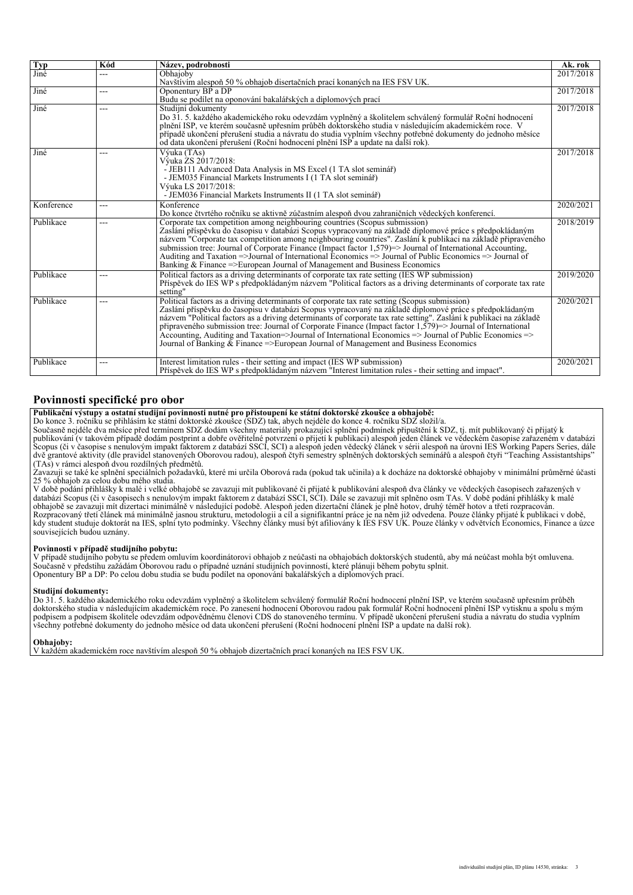| Typ | Kód | Název, podrobnosti | Ak. rok |
| --- | --- | --- | --- |
| Jiné | --- | Obhajoby<br>Navštívím alespoň 50 % obhajob disertačních prací konaných na IES FSV UK. | 2017/2018 |
| Jiné | --- | Oponentury BP a DP<br>Budu se podílet na oponování bakalářských a diplomových prací | 2017/2018 |
| Jiné | --- | Studijní dokumenty<br>Do 31. 5. každého akademického roku odevzdám vyplněný a školitelem schválený formulář Roční hodnocení plnění ISP, ve kterém současně upřesním průběh doktorského studia v následujícím akademickém roce. V případě ukončení přerušení studia a návratu do studia vyplním všechny potřebné dokumenty do jednoho měsíce od data ukončení přerušení (Roční hodnocení plnění ISP a update na další rok). | 2017/2018 |
| Jiné | --- | Výuka (TAs)<br>Výuka ZS 2017/2018:<br>- JEB111 Advanced Data Analysis in MS Excel (1 TA slot seminář)<br>- JEM035 Financial Markets Instruments I (1 TA slot seminář)<br>Výuka LS 2017/2018:<br>- JEM036 Financial Markets Instruments II (1 TA slot seminář) | 2017/2018 |
| Konference | --- | Konference<br>Do konce čtvrtého ročníku se aktivně zúčastním alespoň dvou zahraničních vědeckých konferencí. | 2020/2021 |
| Publikace | --- | Corporate tax competition among neighbouring countries (Scopus submission)<br>Zaslání příspěvku do časopisu v databázi Scopus vypracovaný na základě diplomové práce s předpokládaným názvem "Corporate tax competition among neighbouring countries". Zaslání k publikaci na základě připraveného submission tree: Journal of Corporate Finance (Impact factor 1,579)=> Journal of International Accounting, Auditing and Taxation =>Journal of International Economics => Journal of Public Economics => Journal of Banking & Finance =>European Journal of Management and Business Economics | 2018/2019 |
| Publikace | --- | Political factors as a driving determinants of corporate tax rate setting (IES WP submission)<br>Příspěvek do IES WP s předpokládaným názvem "Political factors as a driving determinants of corporate tax rate setting" | 2019/2020 |
| Publikace | --- | Political factors as a driving determinants of corporate tax rate setting (Scopus submission)<br>Zaslání příspěvku do časopisu v databázi Scopus vypracovaný na základě diplomové práce s předpokládaným názvem "Political factors as a driving determinants of corporate tax rate setting". Zaslání k publikaci na základě připraveného submission tree: Journal of Corporate Finance (Impact factor 1,579)=> Journal of International Accounting, Auditing and Taxation=>Journal of International Economics => Journal of Public Economics => Journal of Banking & Finance =>European Journal of Management and Business Economics | 2020/2021 |
| Publikace | --- | Interest limitation rules - their setting and impact (IES WP submission)<br>Příspěvek do IES WP s předpokládaným názvem "Interest limitation rules - their setting and impact". | 2020/2021 |

## Povinnosti specifické pro obor

**Publikační výstupy a ostatní studijní povinnosti nutné pro přistoupení ke státní doktorské zkoušce a obhajobě:**
Do konce 3. ročníku se přihlásím ke státní doktorské zkoušce (SDZ) tak, abych nejdéle do konce 4. ročníku SDZ složil/a.
Současně nejdéle dva měsíce před termínem SDZ dodám všechny materiály prokazující splnění podmínek připuštění k SDZ, tj. mít publikovaný či přijatý k publikování (v takovém případě dodám postprint a dobře ověřitelné potvrzení o přijetí k publikaci) alespoň jeden článek ve vědeckém časopise zařazeném v databázi Scopus (či v časopise s nenulovým impakt faktorem z databází SSCI, SCI) a alespoň jeden vědecký článek v sérii alespoň na úrovni IES Working Papers Series, dále dvě grantové aktivity (dle pravidel stanovených Oborovou radou), alespoň čtyři semestry splněných doktorských seminářů a alespoň čtyři "Teaching Assistantships" (TAs) v rámci alespoň dvou rozdílných předmětů.
Zavazuji se také ke splnění speciálních požadavků, které mi určila Oborová rada (pokud tak učinila) a k docházce na doktorské obhajoby v minimální průměrné účasti 25 % obhajob za celou dobu mého studia.
V době podání přihlášky k malé i velké obhajobě se zavazuji mít publikované či přijaté k publikování alespoň dva články ve vědeckých časopisech zařazených v databázi Scopus (či v časopisech s nenulovým impakt faktorem z databází SSCI, SCI). Dále se zavazuji mít splněno osm TAs. V době podání přihlášky k malé obhajobě se zavazuji mít dizertaci minimálně v následující podobě. Alespoň jeden dizertační článek je plně hotov, druhý téměř hotov a třetí rozpracován. Rozpracovaný třetí článek má minimálně jasnou strukturu, metodologii a cíl a signifikantní práce je na něm již odvedena. Pouze články přijaté k publikaci v době, kdy student studuje doktorát na IES, splní tyto podmínky. Všechny články musí být afiliovány k IES FSV UK. Pouze články v odvětvích Economics, Finance a úzce souvisejících budou uznány.

**Povinnosti v případě studijního pobytu:**
V případě studijního pobytu se předem omluvím koordinátorovi obhajob z neúčasti na obhajobách doktorských studentů, aby má neúčast mohla být omluvena.
Současně v předstihu zažádám Oborovou radu o případné uznání studijních povinností, které plánuji během pobytu splnit.
Oponentury BP a DP: Po celou dobu studia se budu podílet na oponování bakalářských a diplomových prací.

**Studijní dokumenty:**
Do 31. 5. každého akademického roku odevzdám vyplněný a školitelem schválený formulář Roční hodnocení plnění ISP, ve kterém současně upřesním průběh doktorského studia v následujícím akademickém roce. Po zanesení hodnocení Oborovou radou pak formulář Roční hodnocení plnění ISP vytisknu a spolu s mým podpisem a podpisem školitele odevzdám odpovědnému členovi CDS do stanoveného termínu. V případě ukončení přerušení studia a návratu do studia vyplním všechny potřebné dokumenty do jednoho měsíce od data ukončení přerušení (Roční hodnocení plnění ISP a update na další rok).

**Obhajoby:**
V každém akademickém roce navštívím alespoň 50 % obhajob dizertačních prací konaných na IES FSV UK.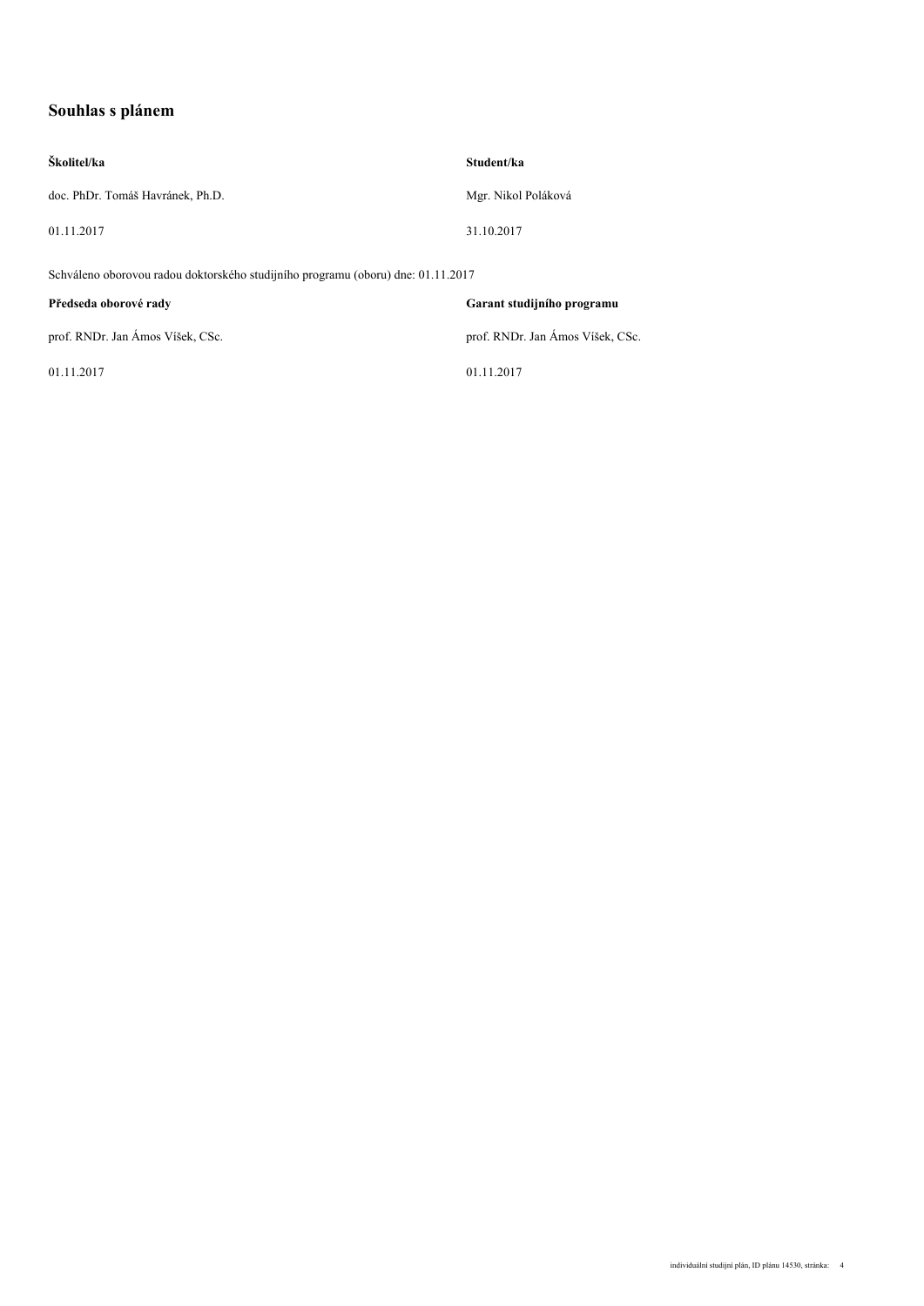## Souhlas s plánem

| | |
|---|---|
| **Školitel/ka** | **Student/ka** |
| doc. PhDr. Tomáš Havránek, Ph.D. | Mgr. Nikol Poláková |
| 01.11.2017 | 31.10.2017 |

Schváleno oborovou radou doktorského studijního programu (oboru) dne: 01.11.2017

| | |
|---|---|
| **Předseda oborové rady** | **Garant studijního programu** |
| prof. RNDr. Jan Ámos Víšek, CSc. | prof. RNDr. Jan Ámos Víšek, CSc. |
| 01.11.2017 | 01.11.2017 |